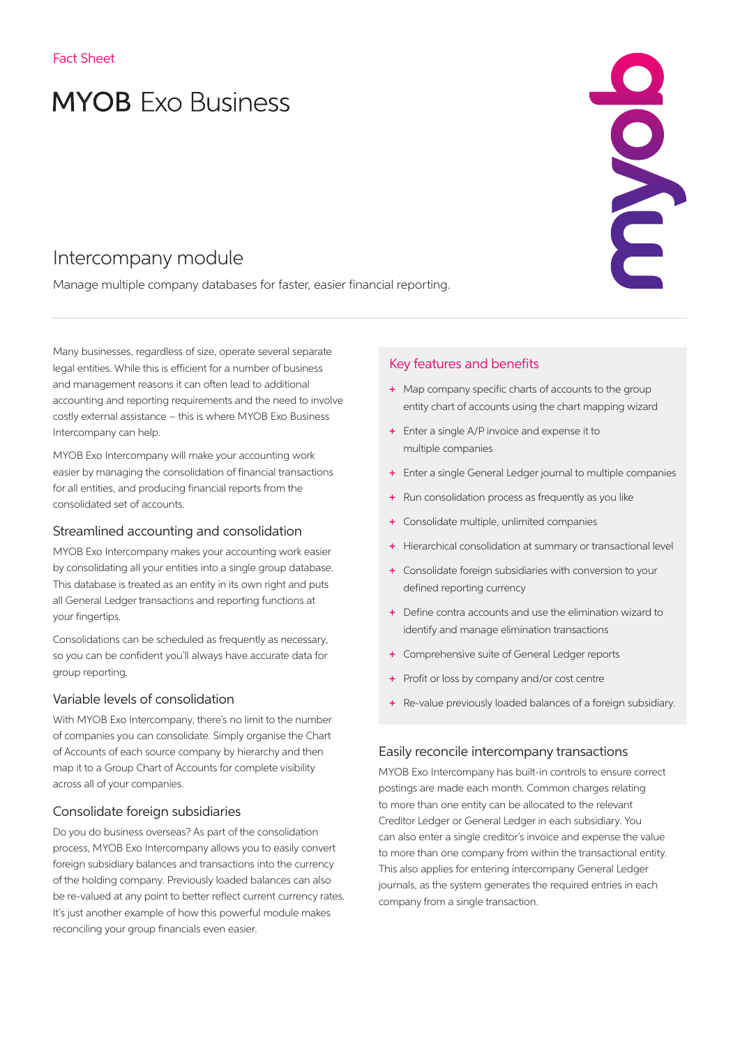Fact Sheet

# MYOB Exo Business

## Intercompany module

Manage multiple company databases for faster, easier financial reporting.

Many businesses, regardless of size, operate several separate legal entities. While this is efficient for a number of business and management reasons it can often lead to additional accounting and reporting requirements and the need to involve costly external assistance – this is where MYOB Exo Business Intercompany can help.

MYOB Exo Intercompany will make your accounting work easier by managing the consolidation of financial transactions for all entities, and producing financial reports from the consolidated set of accounts.

### Streamlined accounting and consolidation

MYOB Exo Intercompany makes your accounting work easier by consolidating all your entities into a single group database. This database is treated as an entity in its own right and puts all General Ledger transactions and reporting functions at your fingertips.

Consolidations can be scheduled as frequently as necessary, so you can be confident you'll always have accurate data for group reporting.

### Variable levels of consolidation

With MYOB Exo Intercompany, there's no limit to the number of companies you can consolidate. Simply organise the Chart of Accounts of each source company by hierarchy and then map it to a Group Chart of Accounts for complete visibility across all of your companies.

### Consolidate foreign subsidiaries

Do you do business overseas? As part of the consolidation process, MYOB Exo Intercompany allows you to easily convert foreign subsidiary balances and transactions into the currency of the holding company. Previously loaded balances can also be re-valued at any point to better reflect current currency rates. It's just another example of how this powerful module makes reconciling your group financials even easier.

### Key features and benefits

+ Map company specific charts of accounts to the group entity chart of accounts using the chart mapping wizard
+ Enter a single A/P invoice and expense it to multiple companies
+ Enter a single General Ledger journal to multiple companies
+ Run consolidation process as frequently as you like
+ Consolidate multiple, unlimited companies
+ Hierarchical consolidation at summary or transactional level
+ Consolidate foreign subsidiaries with conversion to your defined reporting currency
+ Define contra accounts and use the elimination wizard to identify and manage elimination transactions
+ Comprehensive suite of General Ledger reports
+ Profit or loss by company and/or cost centre
+ Re-value previously loaded balances of a foreign subsidiary.

### Easily reconcile intercompany transactions

MYOB Exo Intercompany has built-in controls to ensure correct postings are made each month. Common charges relating to more than one entity can be allocated to the relevant Creditor Ledger or General Ledger in each subsidiary. You can also enter a single creditor's invoice and expense the value to more than one company from within the transactional entity. This also applies for entering intercompany General Ledger journals, as the system generates the required entries in each company from a single transaction.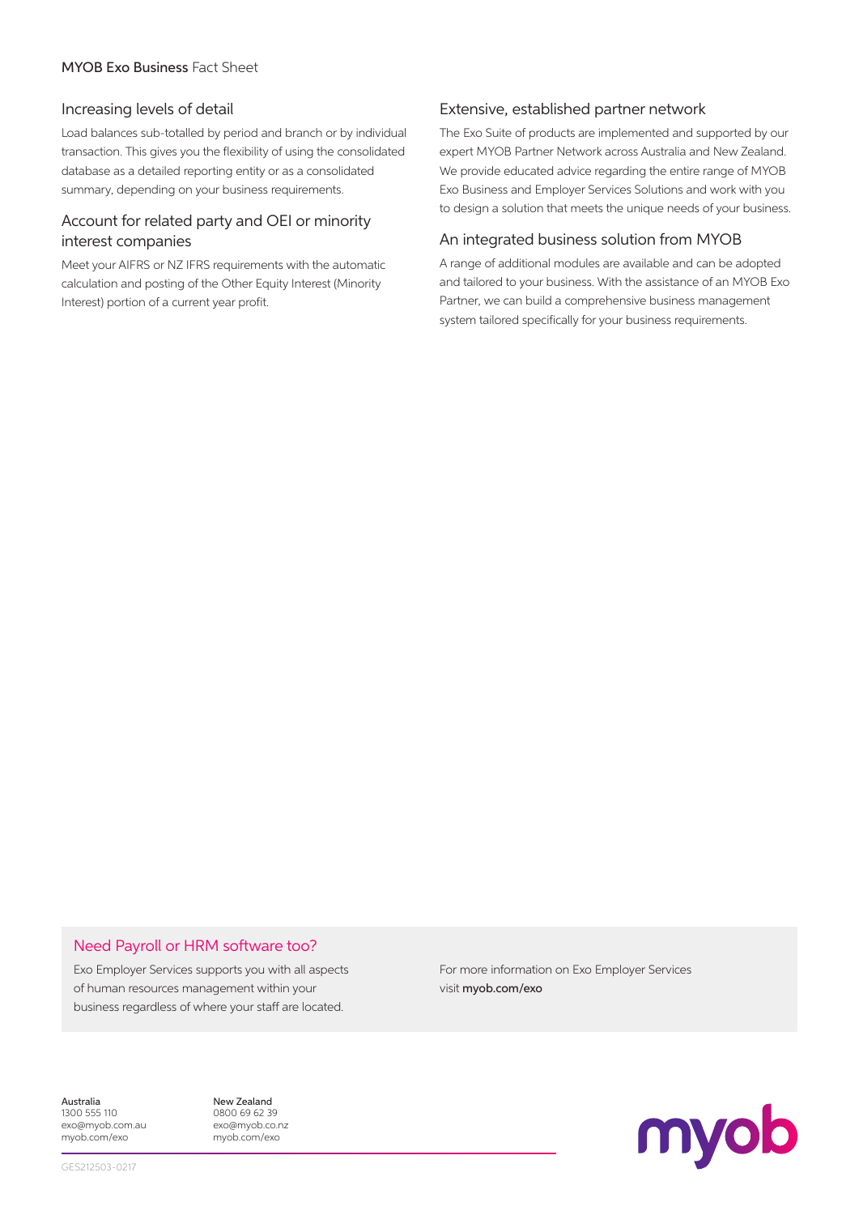## Increasing levels of detail

Load balances sub-totalled by period and branch or by individual transaction. This gives you the flexibility of using the consolidated database as a detailed reporting entity or as a consolidated summary, depending on your business requirements.

## Account for related party and OEI or minority interest companies

Meet your AIFRS or NZ IFRS requirements with the automatic calculation and posting of the Other Equity Interest (Minority Interest) portion of a current year profit.

## Extensive, established partner network

The Exo Suite of products are implemented and supported by our expert MYOB Partner Network across Australia and New Zealand. We provide educated advice regarding the entire range of MYOB Exo Business and Employer Services Solutions and work with you to design a solution that meets the unique needs of your business.

## An integrated business solution from MYOB

A range of additional modules are available and can be adopted and tailored to your business. With the assistance of an MYOB Exo Partner, we can build a comprehensive business management system tailored specifically for your business requirements.

## Need Payroll or HRM software too?

Exo Employer Services supports you with all aspects of human resources management within your business regardless of where your staff are located.

For more information on Exo Employer Services visit **myob.com/exo**

**Australia**
1300 555 110
exo@myob.com.au
myob.com/exo

**New Zealand**
0800 69 62 39
exo@myob.co.nz
myob.com/exo

myob

GES212503-0217